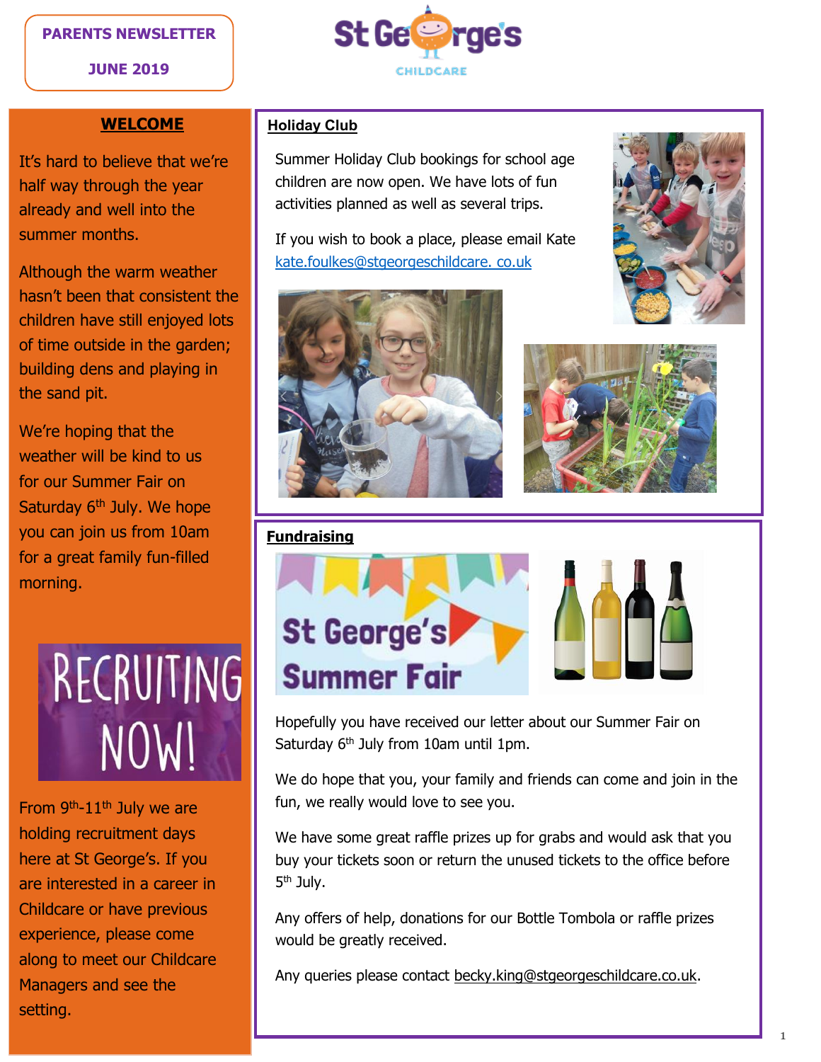**PARENTS NEWSLETTER**

**JUNE 2019**

St George's CHILDCARE

## WELCOME

It's hard to believe that we're half way through the year already and well into the summer months.

Although the warm weather hasn't been that consistent the children have still enjoyed lots of time outside in the garden; building dens and playing in the sand pit.

We're hoping that the weather will be kind to us for our Summer Fair on Saturday 6th July. We hope you can join us from 10am for a great family fun-filled morning.

RECRUITING NOW!

From 9th-11th July we are holding recruitment days here at St George's. If you are interested in a career in Childcare or have previous experience, please come along to meet our Childcare Managers and see the setting.

## Holiday Club

Summer Holiday Club bookings for school age children are now open. We have lots of fun activities planned as well as several trips.

If you wish to book a place, please email Kate kate.foulkes@stgeorgeschildcare. co.uk

## Fundraising

St George's Summer Fair

Hopefully you have received our letter about our Summer Fair on Saturday 6th July from 10am until 1pm.

We do hope that you, your family and friends can come and join in the fun, we really would love to see you.

We have some great raffle prizes up for grabs and would ask that you buy your tickets soon or return the unused tickets to the office before 5th July.

Any offers of help, donations for our Bottle Tombola or raffle prizes would be greatly received.

Any queries please contact becky.king@stgeorgeschildcare.co.uk.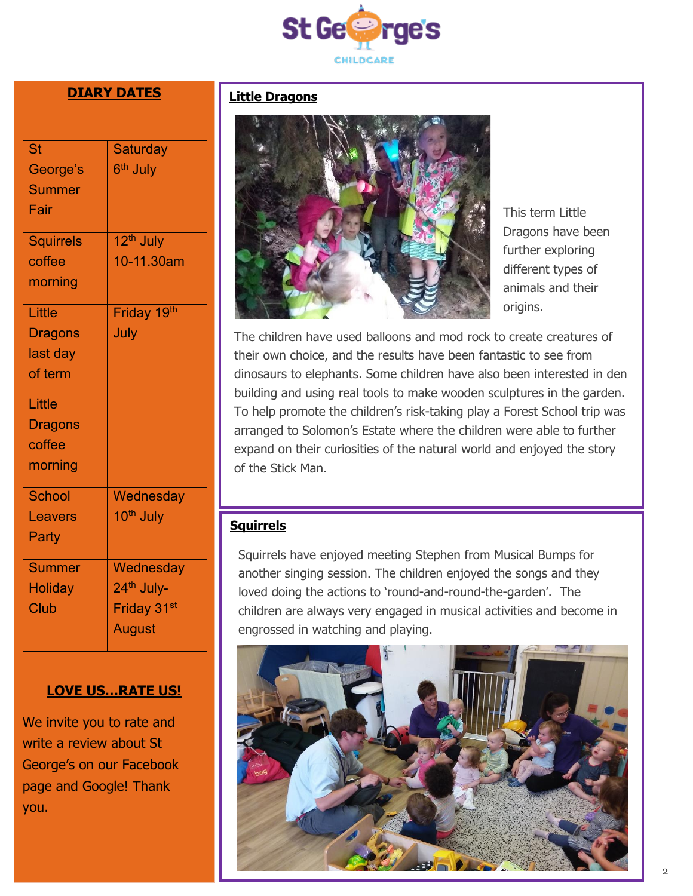## DIARY DATES

| | |
|---|---|
| St George's Summer Fair | Saturday 6th July |
| Squirrels coffee morning | 12th July 10-11.30am |
| Little Dragons last day of term<br><br>Little Dragons coffee morning | Friday 19th July |
| School Leavers Party | Wednesday 10th July |
| Summer Holiday Club | Wednesday 24th July- Friday 31st August |

## LOVE US...RATE US!

We invite you to rate and write a review about St George's on our Facebook page and Google! Thank you.

## Little Dragons

This term Little Dragons have been further exploring different types of animals and their origins.

The children have used balloons and mod rock to create creatures of their own choice, and the results have been fantastic to see from dinosaurs to elephants. Some children have also been interested in den building and using real tools to make wooden sculptures in the garden. To help promote the children's risk-taking play a Forest School trip was arranged to Solomon's Estate where the children were able to further expand on their curiosities of the natural world and enjoyed the story of the Stick Man.

## Squirrels

Squirrels have enjoyed meeting Stephen from Musical Bumps for another singing session. The children enjoyed the songs and they loved doing the actions to 'round-and-round-the-garden'. The children are always very engaged in musical activities and become in engrossed in watching and playing.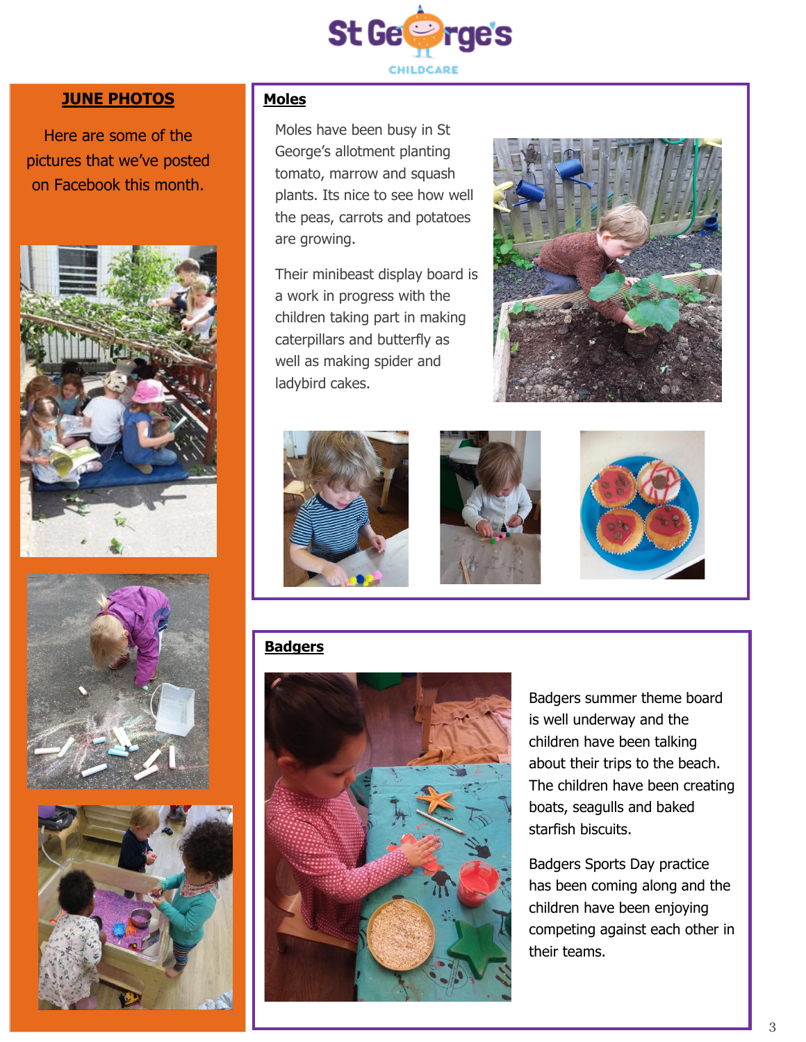## JUNE PHOTOS

Here are some of the pictures that we've posted on Facebook this month.

## Moles

Moles have been busy in St George's allotment planting tomato, marrow and squash plants. Its nice to see how well the peas, carrots and potatoes are growing.

Their minibeast display board is a work in progress with the children taking part in making caterpillars and butterfly as well as making spider and ladybird cakes.

## Badgers

Badgers summer theme board is well underway and the children have been talking about their trips to the beach. The children have been creating boats, seagulls and baked starfish biscuits.

Badgers Sports Day practice has been coming along and the children have been enjoying competing against each other in their teams.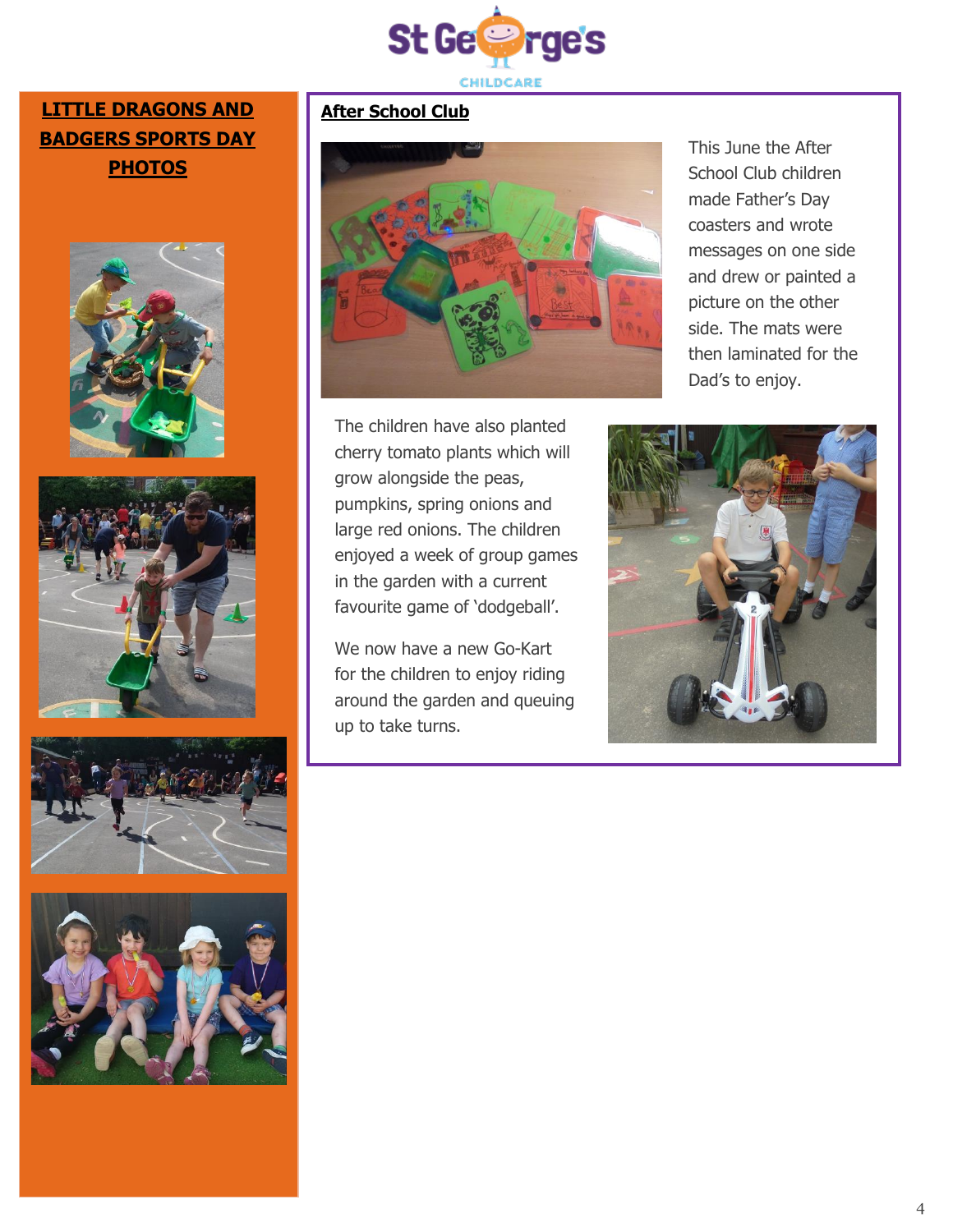## LITTLE DRAGONS AND BADGERS SPORTS DAY PHOTOS

## After School Club

This June the After School Club children made Father's Day coasters and wrote messages on one side and drew or painted a picture on the other side. The mats were then laminated for the Dad's to enjoy.

The children have also planted cherry tomato plants which will grow alongside the peas, pumpkins, spring onions and large red onions. The children enjoyed a week of group games in the garden with a current favourite game of 'dodgeball'.

We now have a new Go-Kart for the children to enjoy riding around the garden and queuing up to take turns.